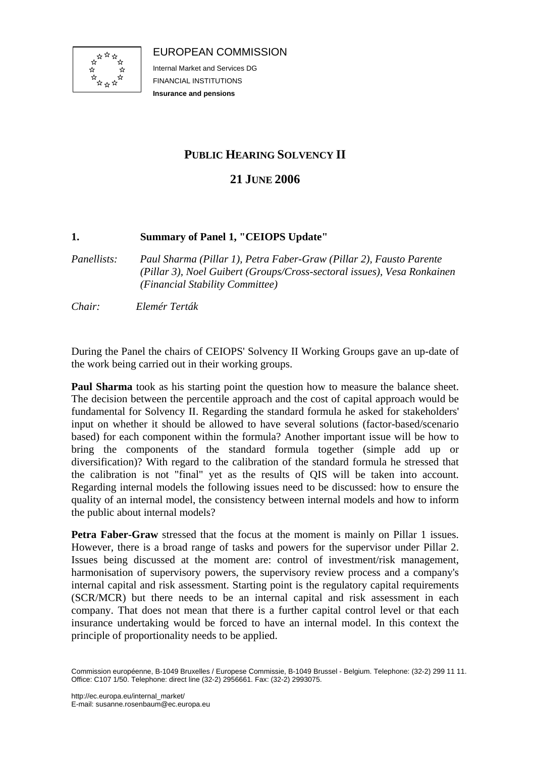EUROPEAN COMMISSION

Internal Market and Services DG

FINANCIAL INSTITUTIONS

**Insurance and pensions**

# PUBLIC HEARING SOLVENCY II

## 21 JUNE 2006

### 1. Summary of Panel 1, "CEIOPS Update"

*Panellists:* *Paul Sharma (Pillar 1), Petra Faber-Graw (Pillar 2), Fausto Parente (Pillar 3), Noel Guibert (Groups/Cross-sectoral issues), Vesa Ronkainen (Financial Stability Committee)*

*Chair:* *Elemér Terták*

During the Panel the chairs of CEIOPS' Solvency II Working Groups gave an up-date of the work being carried out in their working groups.

**Paul Sharma** took as his starting point the question how to measure the balance sheet. The decision between the percentile approach and the cost of capital approach would be fundamental for Solvency II. Regarding the standard formula he asked for stakeholders' input on whether it should be allowed to have several solutions (factor-based/scenario based) for each component within the formula? Another important issue will be how to bring the components of the standard formula together (simple add up or diversification)? With regard to the calibration of the standard formula he stressed that the calibration is not "final" yet as the results of QIS will be taken into account. Regarding internal models the following issues need to be discussed: how to ensure the quality of an internal model, the consistency between internal models and how to inform the public about internal models?

**Petra Faber-Graw** stressed that the focus at the moment is mainly on Pillar 1 issues. However, there is a broad range of tasks and powers for the supervisor under Pillar 2. Issues being discussed at the moment are: control of investment/risk management, harmonisation of supervisory powers, the supervisory review process and a company's internal capital and risk assessment. Starting point is the regulatory capital requirements (SCR/MCR) but there needs to be an internal capital and risk assessment in each company. That does not mean that there is a further capital control level or that each insurance undertaking would be forced to have an internal model. In this context the principle of proportionality needs to be applied.

Commission européenne, B-1049 Bruxelles / Europese Commissie, B-1049 Brussel - Belgium. Telephone: (32-2) 299 11 11. Office: C107 1/50. Telephone: direct line (32-2) 2956661. Fax: (32-2) 2993075.

http://ec.europa.eu/internal_market/
E-mail: susanne.rosenbaum@ec.europa.eu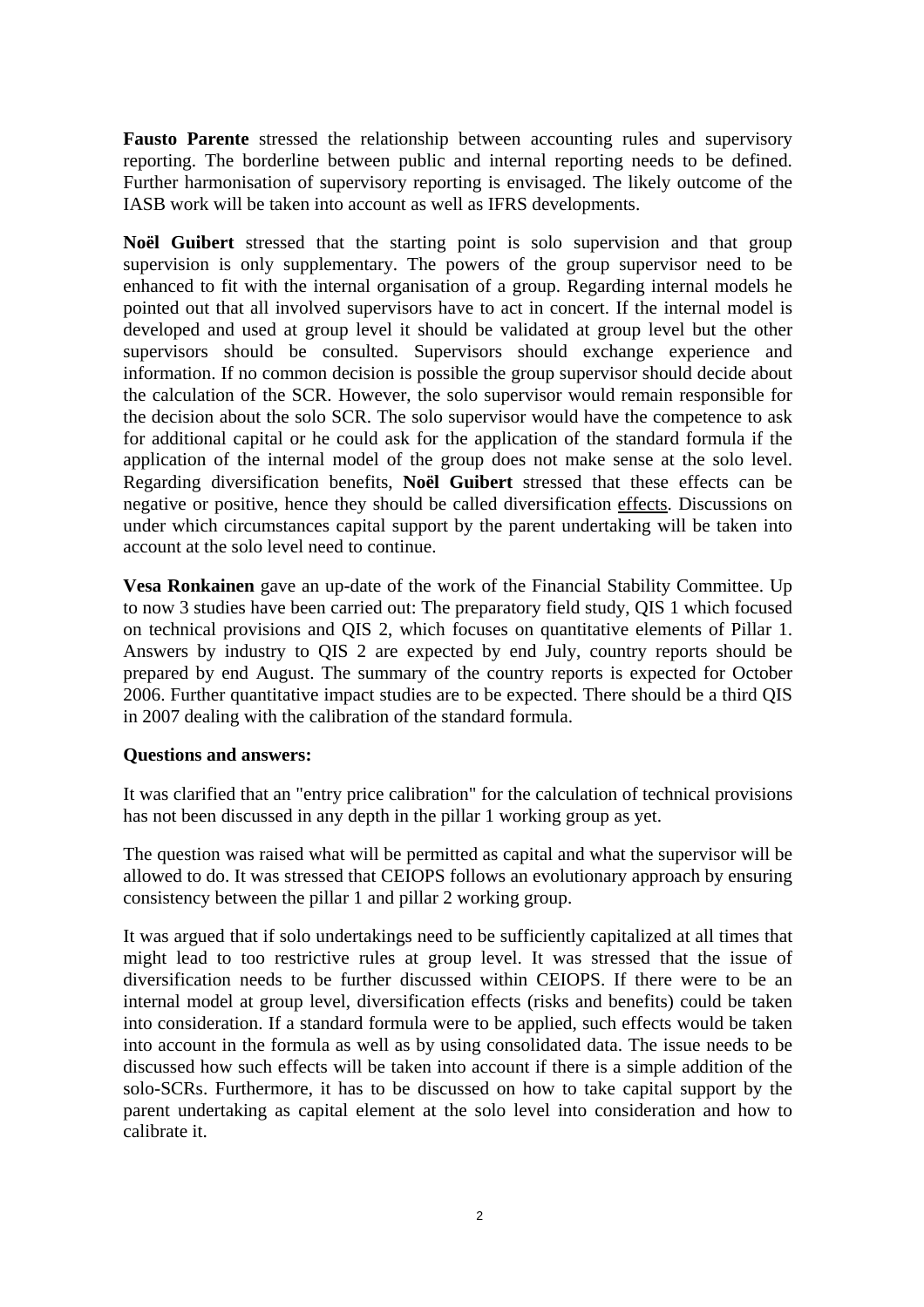**Fausto Parente** stressed the relationship between accounting rules and supervisory reporting. The borderline between public and internal reporting needs to be defined. Further harmonisation of supervisory reporting is envisaged. The likely outcome of the IASB work will be taken into account as well as IFRS developments.

**Noël Guibert** stressed that the starting point is solo supervision and that group supervision is only supplementary. The powers of the group supervisor need to be enhanced to fit with the internal organisation of a group. Regarding internal models he pointed out that all involved supervisors have to act in concert. If the internal model is developed and used at group level it should be validated at group level but the other supervisors should be consulted. Supervisors should exchange experience and information. If no common decision is possible the group supervisor should decide about the calculation of the SCR. However, the solo supervisor would remain responsible for the decision about the solo SCR. The solo supervisor would have the competence to ask for additional capital or he could ask for the application of the standard formula if the application of the internal model of the group does not make sense at the solo level. Regarding diversification benefits, **Noël Guibert** stressed that these effects can be negative or positive, hence they should be called diversification <u>effects</u>. Discussions on under which circumstances capital support by the parent undertaking will be taken into account at the solo level need to continue.

**Vesa Ronkainen** gave an up-date of the work of the Financial Stability Committee. Up to now 3 studies have been carried out: The preparatory field study, QIS 1 which focused on technical provisions and QIS 2, which focuses on quantitative elements of Pillar 1. Answers by industry to QIS 2 are expected by end July, country reports should be prepared by end August. The summary of the country reports is expected for October 2006. Further quantitative impact studies are to be expected. There should be a third QIS in 2007 dealing with the calibration of the standard formula.

**Questions and answers:**

It was clarified that an "entry price calibration" for the calculation of technical provisions has not been discussed in any depth in the pillar 1 working group as yet.

The question was raised what will be permitted as capital and what the supervisor will be allowed to do. It was stressed that CEIOPS follows an evolutionary approach by ensuring consistency between the pillar 1 and pillar 2 working group.

It was argued that if solo undertakings need to be sufficiently capitalized at all times that might lead to too restrictive rules at group level. It was stressed that the issue of diversification needs to be further discussed within CEIOPS. If there were to be an internal model at group level, diversification effects (risks and benefits) could be taken into consideration. If a standard formula were to be applied, such effects would be taken into account in the formula as well as by using consolidated data. The issue needs to be discussed how such effects will be taken into account if there is a simple addition of the solo-SCRs. Furthermore, it has to be discussed on how to take capital support by the parent undertaking as capital element at the solo level into consideration and how to calibrate it.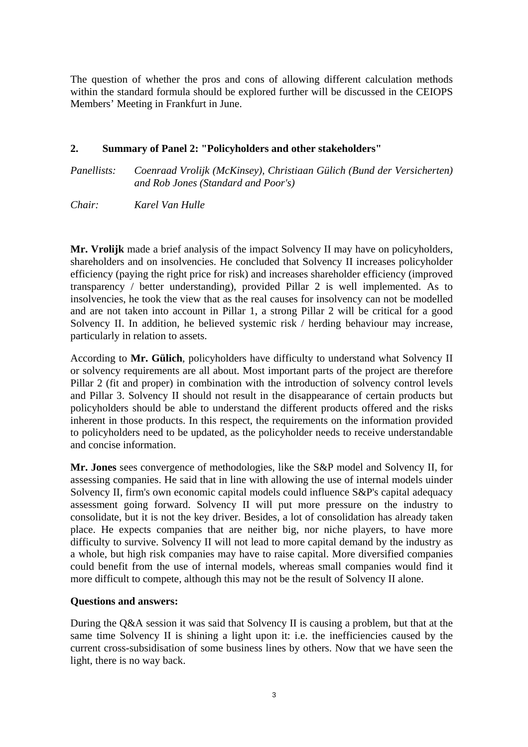The question of whether the pros and cons of allowing different calculation methods within the standard formula should be explored further will be discussed in the CEIOPS Members' Meeting in Frankfurt in June.

## 2. Summary of Panel 2: "Policyholders and other stakeholders"

*Panellists:* *Coenraad Vrolijk (McKinsey), Christiaan Gülich (Bund der Versicherten) and Rob Jones (Standard and Poor's)*

*Chair:* *Karel Van Hulle*

**Mr. Vrolijk** made a brief analysis of the impact Solvency II may have on policyholders, shareholders and on insolvencies. He concluded that Solvency II increases policyholder efficiency (paying the right price for risk) and increases shareholder efficiency (improved transparency / better understanding), provided Pillar 2 is well implemented. As to insolvencies, he took the view that as the real causes for insolvency can not be modelled and are not taken into account in Pillar 1, a strong Pillar 2 will be critical for a good Solvency II. In addition, he believed systemic risk / herding behaviour may increase, particularly in relation to assets.

According to **Mr. Gülich**, policyholders have difficulty to understand what Solvency II or solvency requirements are all about. Most important parts of the project are therefore Pillar 2 (fit and proper) in combination with the introduction of solvency control levels and Pillar 3. Solvency II should not result in the disappearance of certain products but policyholders should be able to understand the different products offered and the risks inherent in those products. In this respect, the requirements on the information provided to policyholders need to be updated, as the policyholder needs to receive understandable and concise information.

**Mr. Jones** sees convergence of methodologies, like the S&P model and Solvency II, for assessing companies. He said that in line with allowing the use of internal models uinder Solvency II, firm's own economic capital models could influence S&P's capital adequacy assessment going forward. Solvency II will put more pressure on the industry to consolidate, but it is not the key driver. Besides, a lot of consolidation has already taken place. He expects companies that are neither big, nor niche players, to have more difficulty to survive. Solvency II will not lead to more capital demand by the industry as a whole, but high risk companies may have to raise capital. More diversified companies could benefit from the use of internal models, whereas small companies would find it more difficult to compete, although this may not be the result of Solvency II alone.

**Questions and answers:**

During the Q&A session it was said that Solvency II is causing a problem, but that at the same time Solvency II is shining a light upon it: i.e. the inefficiencies caused by the current cross-subsidisation of some business lines by others. Now that we have seen the light, there is no way back.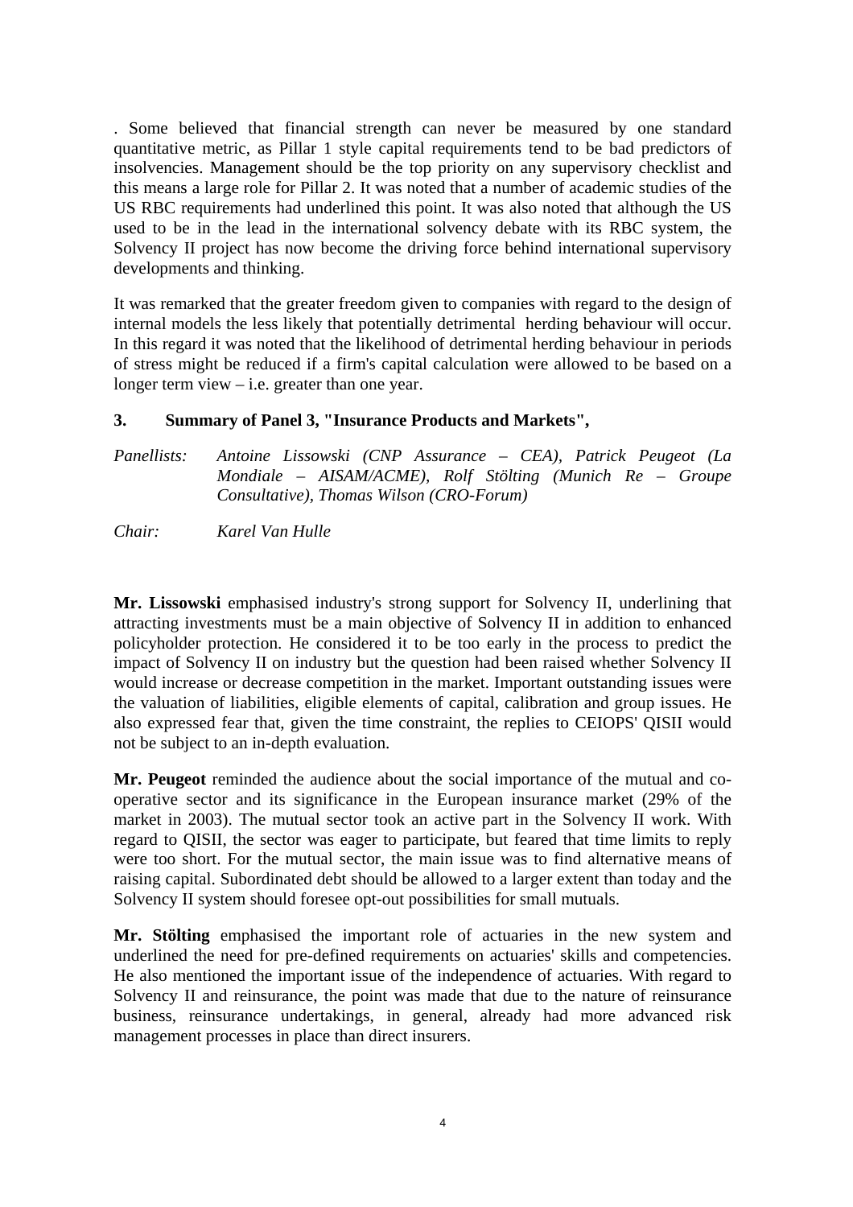. Some believed that financial strength can never be measured by one standard quantitative metric, as Pillar 1 style capital requirements tend to be bad predictors of insolvencies. Management should be the top priority on any supervisory checklist and this means a large role for Pillar 2. It was noted that a number of academic studies of the US RBC requirements had underlined this point. It was also noted that although the US used to be in the lead in the international solvency debate with its RBC system, the Solvency II project has now become the driving force behind international supervisory developments and thinking.

It was remarked that the greater freedom given to companies with regard to the design of internal models the less likely that potentially detrimental herding behaviour will occur. In this regard it was noted that the likelihood of detrimental herding behaviour in periods of stress might be reduced if a firm's capital calculation were allowed to be based on a longer term view – i.e. greater than one year.

## 3. Summary of Panel 3, "Insurance Products and Markets",

*Panellists:* *Antoine Lissowski (CNP Assurance – CEA), Patrick Peugeot (La Mondiale – AISAM/ACME), Rolf Stölting (Munich Re – Groupe Consultative), Thomas Wilson (CRO-Forum)*

*Chair:* *Karel Van Hulle*

**Mr. Lissowski** emphasised industry's strong support for Solvency II, underlining that attracting investments must be a main objective of Solvency II in addition to enhanced policyholder protection. He considered it to be too early in the process to predict the impact of Solvency II on industry but the question had been raised whether Solvency II would increase or decrease competition in the market. Important outstanding issues were the valuation of liabilities, eligible elements of capital, calibration and group issues. He also expressed fear that, given the time constraint, the replies to CEIOPS' QISII would not be subject to an in-depth evaluation.

**Mr. Peugeot** reminded the audience about the social importance of the mutual and co-operative sector and its significance in the European insurance market (29% of the market in 2003). The mutual sector took an active part in the Solvency II work. With regard to QISII, the sector was eager to participate, but feared that time limits to reply were too short. For the mutual sector, the main issue was to find alternative means of raising capital. Subordinated debt should be allowed to a larger extent than today and the Solvency II system should foresee opt-out possibilities for small mutuals.

**Mr. Stölting** emphasised the important role of actuaries in the new system and underlined the need for pre-defined requirements on actuaries' skills and competencies. He also mentioned the important issue of the independence of actuaries. With regard to Solvency II and reinsurance, the point was made that due to the nature of reinsurance business, reinsurance undertakings, in general, already had more advanced risk management processes in place than direct insurers.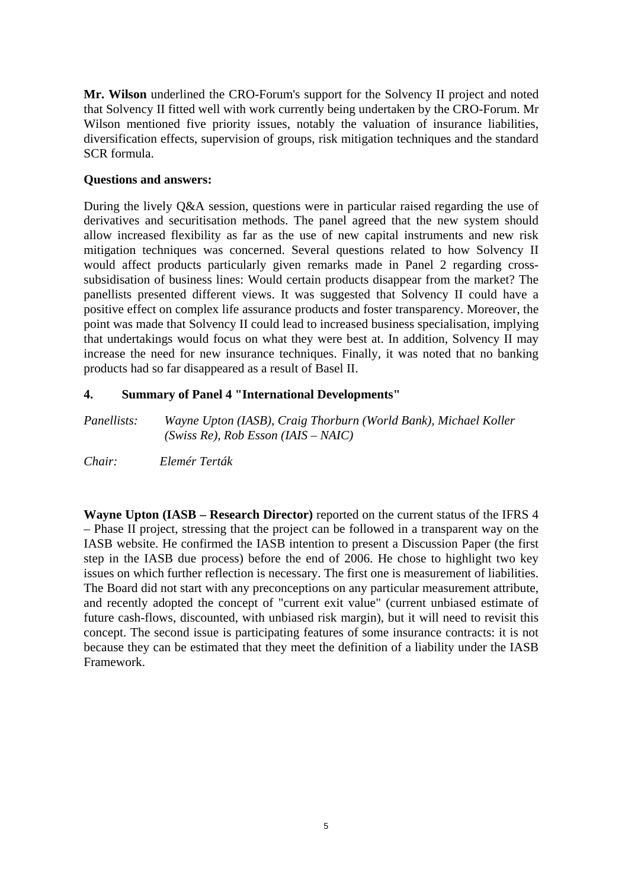**Mr. Wilson** underlined the CRO-Forum's support for the Solvency II project and noted that Solvency II fitted well with work currently being undertaken by the CRO-Forum. Mr Wilson mentioned five priority issues, notably the valuation of insurance liabilities, diversification effects, supervision of groups, risk mitigation techniques and the standard SCR formula.

**Questions and answers:**

During the lively Q&A session, questions were in particular raised regarding the use of derivatives and securitisation methods. The panel agreed that the new system should allow increased flexibility as far as the use of new capital instruments and new risk mitigation techniques was concerned. Several questions related to how Solvency II would affect products particularly given remarks made in Panel 2 regarding cross-subsidisation of business lines: Would certain products disappear from the market? The panellists presented different views. It was suggested that Solvency II could have a positive effect on complex life assurance products and foster transparency. Moreover, the point was made that Solvency II could lead to increased business specialisation, implying that undertakings would focus on what they were best at. In addition, Solvency II may increase the need for new insurance techniques. Finally, it was noted that no banking products had so far disappeared as a result of Basel II.

## 4. Summary of Panel 4 "International Developments"

*Panellists:* *Wayne Upton (IASB), Craig Thorburn (World Bank), Michael Koller (Swiss Re), Rob Esson (IAIS – NAIC)*

*Chair:* *Elemér Terták*

**Wayne Upton (IASB – Research Director)** reported on the current status of the IFRS 4 – Phase II project, stressing that the project can be followed in a transparent way on the IASB website. He confirmed the IASB intention to present a Discussion Paper (the first step in the IASB due process) before the end of 2006. He chose to highlight two key issues on which further reflection is necessary. The first one is measurement of liabilities. The Board did not start with any preconceptions on any particular measurement attribute, and recently adopted the concept of "current exit value" (current unbiased estimate of future cash-flows, discounted, with unbiased risk margin), but it will need to revisit this concept. The second issue is participating features of some insurance contracts: it is not because they can be estimated that they meet the definition of a liability under the IASB Framework.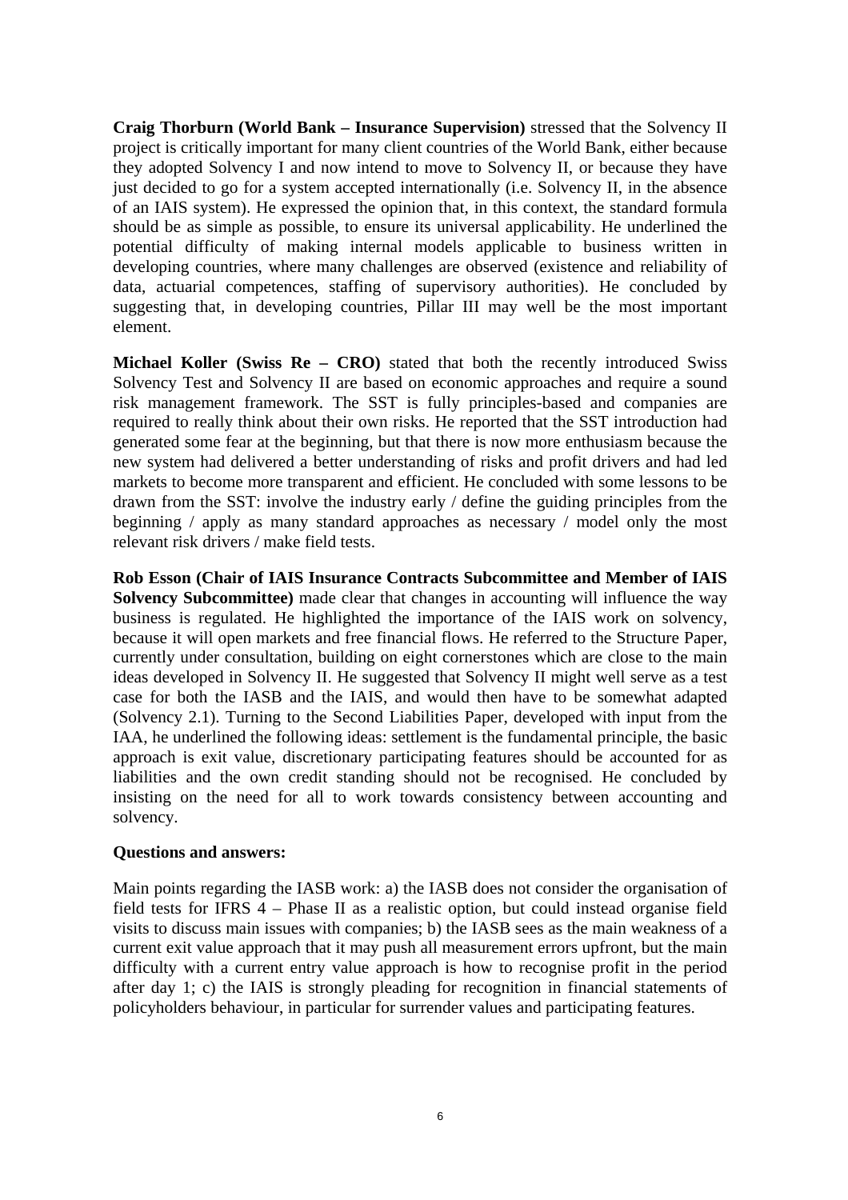**Craig Thorburn (World Bank – Insurance Supervision)** stressed that the Solvency II project is critically important for many client countries of the World Bank, either because they adopted Solvency I and now intend to move to Solvency II, or because they have just decided to go for a system accepted internationally (i.e. Solvency II, in the absence of an IAIS system). He expressed the opinion that, in this context, the standard formula should be as simple as possible, to ensure its universal applicability. He underlined the potential difficulty of making internal models applicable to business written in developing countries, where many challenges are observed (existence and reliability of data, actuarial competences, staffing of supervisory authorities). He concluded by suggesting that, in developing countries, Pillar III may well be the most important element.

**Michael Koller (Swiss Re – CRO)** stated that both the recently introduced Swiss Solvency Test and Solvency II are based on economic approaches and require a sound risk management framework. The SST is fully principles-based and companies are required to really think about their own risks. He reported that the SST introduction had generated some fear at the beginning, but that there is now more enthusiasm because the new system had delivered a better understanding of risks and profit drivers and had led markets to become more transparent and efficient. He concluded with some lessons to be drawn from the SST: involve the industry early / define the guiding principles from the beginning / apply as many standard approaches as necessary / model only the most relevant risk drivers / make field tests.

**Rob Esson (Chair of IAIS Insurance Contracts Subcommittee and Member of IAIS Solvency Subcommittee)** made clear that changes in accounting will influence the way business is regulated. He highlighted the importance of the IAIS work on solvency, because it will open markets and free financial flows. He referred to the Structure Paper, currently under consultation, building on eight cornerstones which are close to the main ideas developed in Solvency II. He suggested that Solvency II might well serve as a test case for both the IASB and the IAIS, and would then have to be somewhat adapted (Solvency 2.1). Turning to the Second Liabilities Paper, developed with input from the IAA, he underlined the following ideas: settlement is the fundamental principle, the basic approach is exit value, discretionary participating features should be accounted for as liabilities and the own credit standing should not be recognised. He concluded by insisting on the need for all to work towards consistency between accounting and solvency.

**Questions and answers:**

Main points regarding the IASB work: a) the IASB does not consider the organisation of field tests for IFRS 4 – Phase II as a realistic option, but could instead organise field visits to discuss main issues with companies; b) the IASB sees as the main weakness of a current exit value approach that it may push all measurement errors upfront, but the main difficulty with a current entry value approach is how to recognise profit in the period after day 1; c) the IAIS is strongly pleading for recognition in financial statements of policyholders behaviour, in particular for surrender values and participating features.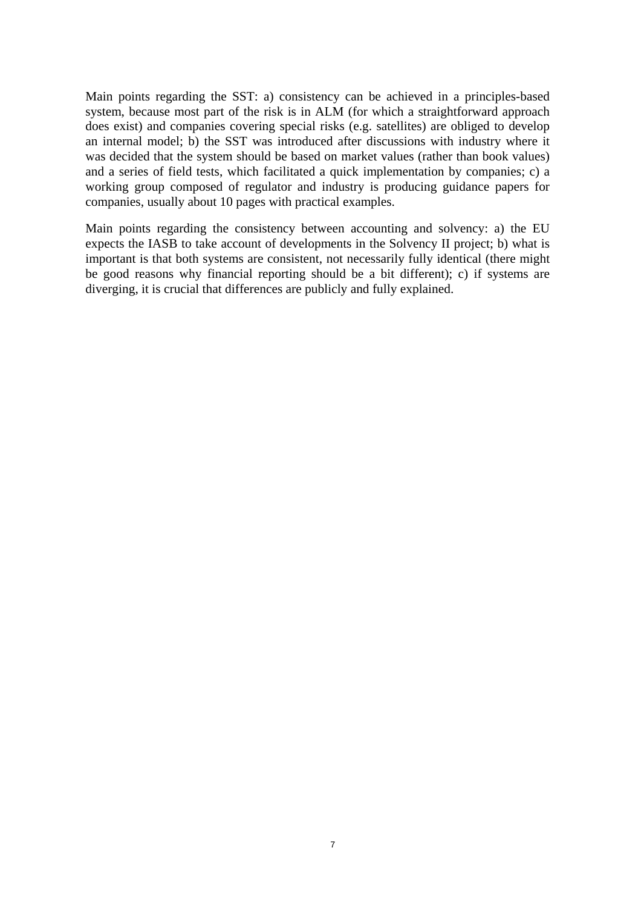Main points regarding the SST: a) consistency can be achieved in a principles-based system, because most part of the risk is in ALM (for which a straightforward approach does exist) and companies covering special risks (e.g. satellites) are obliged to develop an internal model; b) the SST was introduced after discussions with industry where it was decided that the system should be based on market values (rather than book values) and a series of field tests, which facilitated a quick implementation by companies; c) a working group composed of regulator and industry is producing guidance papers for companies, usually about 10 pages with practical examples.

Main points regarding the consistency between accounting and solvency: a) the EU expects the IASB to take account of developments in the Solvency II project; b) what is important is that both systems are consistent, not necessarily fully identical (there might be good reasons why financial reporting should be a bit different); c) if systems are diverging, it is crucial that differences are publicly and fully explained.